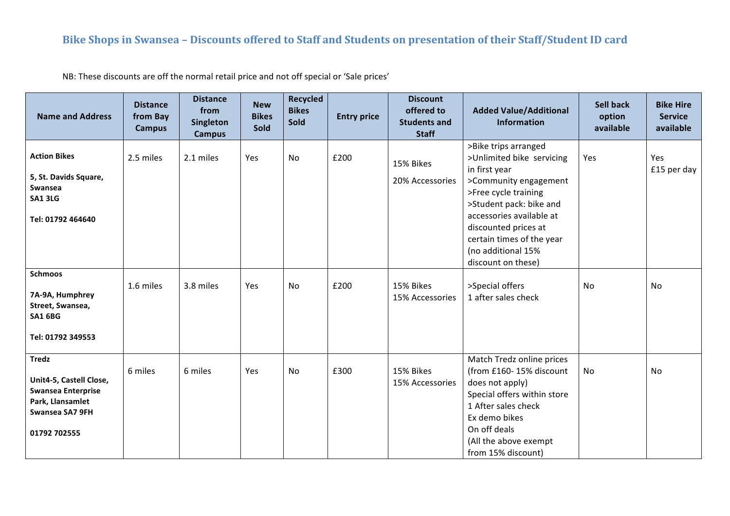# Bike Shops in Swansea – Discounts offered to Staff and Students on presentation of their Staff/Student ID card

NB: These discounts are off the normal retail price and not off special or 'Sale prices'

| Name and Address | Distance from Bay Campus | Distance from Singleton Campus | New Bikes Sold | Recycled Bikes Sold | Entry price | Discount offered to Students and Staff | Added Value/Additional Information | Sell back option available | Bike Hire Service available |
|---|---|---|---|---|---|---|---|---|---|
| **Action Bikes**<br><br>**5, St. Davids Square, Swansea**<br>**SA1 3LG**<br><br>**Tel: 01792 464640** | 2.5 miles | 2.1 miles | Yes | No | £200 | 15% Bikes<br>20% Accessories | >Bike trips arranged<br>>Unlimited bike servicing in first year<br>>Community engagement<br>>Free cycle training<br>>Student pack: bike and accessories available at discounted prices at certain times of the year (no additional 15% discount on these) | Yes | Yes<br>£15 per day |
| **Schmoos**<br><br>**7A-9A, Humphrey Street, Swansea,**<br>**SA1 6BG**<br><br>**Tel: 01792 349553** | 1.6 miles | 3.8 miles | Yes | No | £200 | 15% Bikes<br>15% Accessories | >Special offers<br>1 after sales check | No | No |
| **Tredz**<br><br>**Unit4-5, Castell Close, Swansea Enterprise Park, Llansamlet**<br>**Swansea SA7 9FH**<br><br>**01792 702555** | 6 miles | 6 miles | Yes | No | £300 | 15% Bikes<br>15% Accessories | Match Tredz online prices (from £160- 15% discount does not apply)<br>Special offers within store<br>1 After sales check<br>Ex demo bikes<br>On off deals<br>(All the above exempt from 15% discount) | No | No |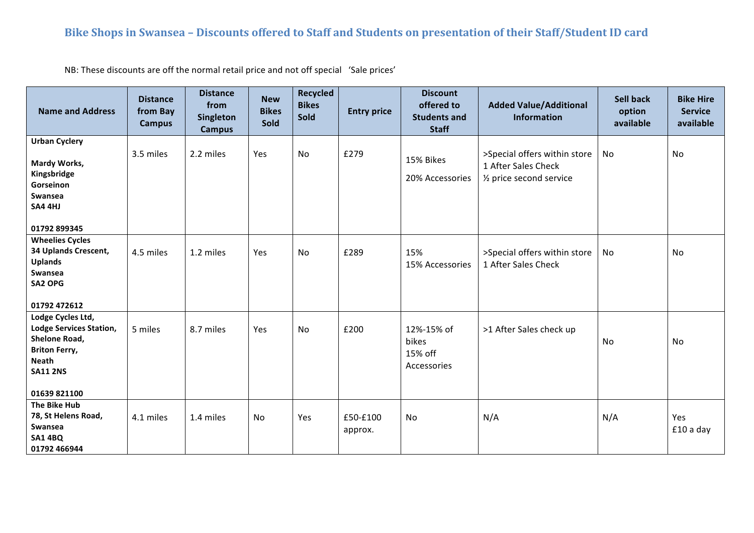## Bike Shops in Swansea – Discounts offered to Staff and Students on presentation of their Staff/Student ID card

NB: These discounts are off the normal retail price and not off special 'Sale prices'

| Name and Address | Distance from Bay Campus | Distance from Singleton Campus | New Bikes Sold | Recycled Bikes Sold | Entry price | Discount offered to Students and Staff | Added Value/Additional Information | Sell back option available | Bike Hire Service available |
|---|---|---|---|---|---|---|---|---|---|
| **Urban Cyclery**<br><br>**Mardy Works, Kingsbridge Gorseinon Swansea SA4 4HJ**<br><br>**01792 899345** | 3.5 miles | 2.2 miles | Yes | No | £279 | 15% Bikes<br>20% Accessories | >Special offers within store<br>1 After Sales Check<br>½ price second service | No | No |
| **Wheelies Cycles**<br>**34 Uplands Crescent, Uplands Swansea SA2 OPG**<br><br>**01792 472612** | 4.5 miles | 1.2 miles | Yes | No | £289 | 15%<br>15% Accessories | >Special offers within store<br>1 After Sales Check | No | No |
| **Lodge Cycles Ltd, Lodge Services Station, Shelone Road, Briton Ferry, Neath SA11 2NS**<br><br>**01639 821100** | 5 miles | 8.7 miles | Yes | No | £200 | 12%-15% of bikes<br>15% off Accessories | >1 After Sales check up | No | No |
| **The Bike Hub**<br>**78, St Helens Road, Swansea SA1 4BQ**<br>**01792 466944** | 4.1 miles | 1.4 miles | No | Yes | £50-£100 approx. | No | N/A | N/A | Yes<br>£10 a day |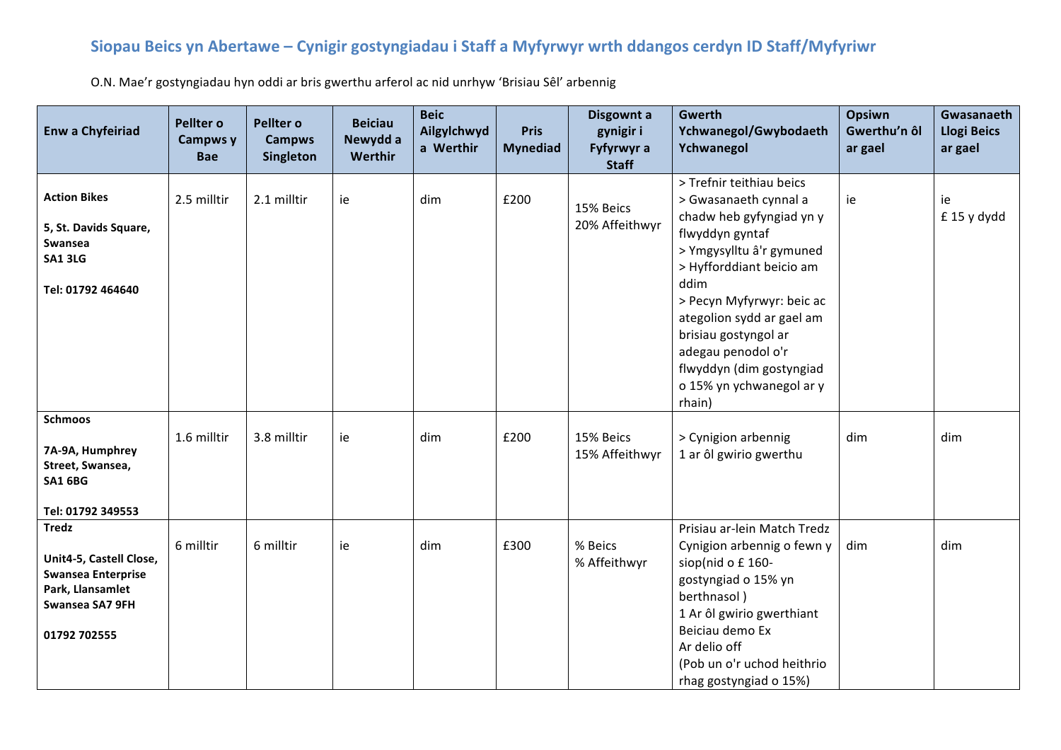## Siopau Beics yn Abertawe – Cynigir gostyngiadau i Staff a Myfyrwyr wrth ddangos cerdyn ID Staff/Myfyriwr

O.N. Mae'r gostyngiadau hyn oddi ar bris gwerthu arferol ac nid unrhyw 'Brisiau Sêl' arbennig

| Enw a Chyfeiriad | Pellter o Campws y Bae | Pellter o Campws Singleton | Beiciau Newydd a Werthir | Beic Ailgylchwyd a Werthir | Pris Mynediad | Disgownt a gynigir i Fyfyrwyr a Staff | Gwerth Ychwanegol/Gwybodaeth Ychwanegol | Opsiwn Gwerthu'n ôl ar gael | Gwasanaeth Llogi Beics ar gael |
|---|---|---|---|---|---|---|---|---|---|
| **Action Bikes**<br><br>**5, St. Davids Square, Swansea**<br>**SA1 3LG**<br><br>**Tel: 01792 464640** | 2.5 milltir | 2.1 milltir | ie | dim | £200 | 15% Beics<br>20% Affeithwyr | > Trefnir teithiau beics<br>> Gwasanaeth cynnal a chadw heb gyfyngiad yn y flwyddyn gyntaf<br>> Ymgysylltu â'r gymuned<br>> Hyfforddiant beicio am ddim<br>> Pecyn Myfyrwyr: beic ac ategolion sydd ar gael am brisiau gostyngol ar adegau penodol o'r flwyddyn (dim gostyngiad o 15% yn ychwanegol ar y rhain) | ie | ie<br>£ 15 y dydd |
| **Schmoos**<br><br>**7A-9A, Humphrey Street, Swansea,**<br>**SA1 6BG**<br><br>**Tel: 01792 349553** | 1.6 milltir | 3.8 milltir | ie | dim | £200 | 15% Beics<br>15% Affeithwyr | > Cynigion arbennig<br>1 ar ôl gwirio gwerthu | dim | dim |
| **Tredz**<br><br>**Unit4-5, Castell Close, Swansea Enterprise Park, Llansamlet Swansea SA7 9FH**<br><br>**01792 702555** | 6 milltir | 6 milltir | ie | dim | £300 | % Beics<br>% Affeithwyr | Prisiau ar-lein Match Tredz<br>Cynigion arbennig o fewn y siop(nid o £ 160-gostyngiad o 15% yn berthnasol )<br>1 Ar ôl gwirio gwerthiant<br>Beiciau demo Ex<br>Ar delio off<br>(Pob un o'r uchod heithrio rhag gostyngiad o 15%) | dim | dim |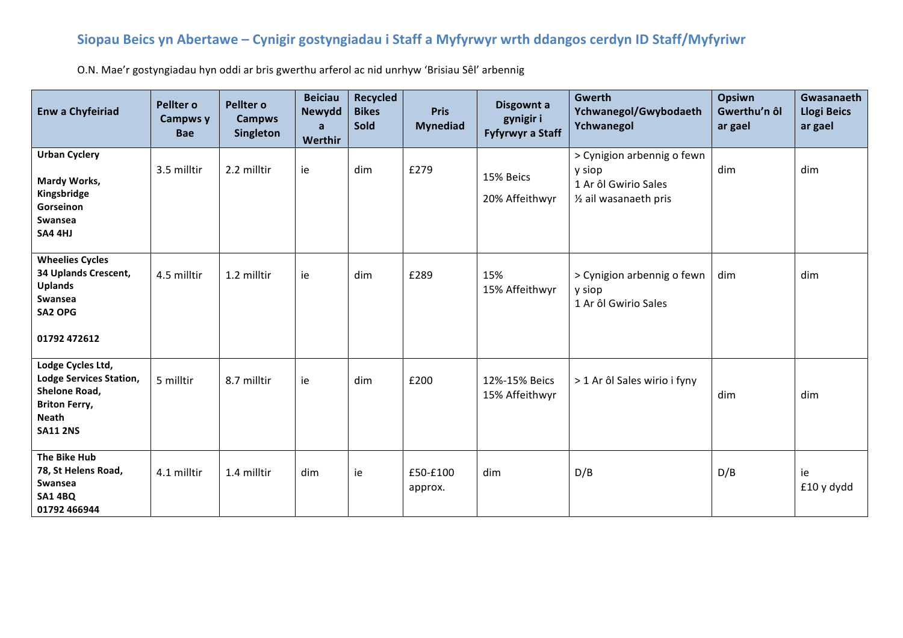## Siopau Beics yn Abertawe – Cynigir gostyngiadau i Staff a Myfyrwyr wrth ddangos cerdyn ID Staff/Myfyriwr

O.N. Mae'r gostyngiadau hyn oddi ar bris gwerthu arferol ac nid unrhyw 'Brisiau Sêl' arbennig

| Enw a Chyfeiriad | Pellter o Campws y Bae | Pellter o Campws Singleton | Beiciau Newydd a Werthir | Recycled Bikes Sold | Pris Mynediad | Disgownt a gynigir i Fyfyrwyr a Staff | Gwerth Ychwanegol/Gwybodaeth Ychwanegol | Opsiwn Gwerthu'n ôl ar gael | Gwasanaeth Llogi Beics ar gael |
|---|---|---|---|---|---|---|---|---|---|
| **Urban Cyclery**<br><br>**Mardy Works, Kingsbridge Gorseinon Swansea SA4 4HJ** | 3.5 milltir | 2.2 milltir | ie | dim | £279 | 15% Beics<br>20% Affeithwyr | > Cynigion arbennig o fewn y siop<br>1 Ar ôl Gwirio Sales<br>½ ail wasanaeth pris | dim | dim |
| **Wheelies Cycles 34 Uplands Crescent, Uplands Swansea SA2 OPG**<br><br>**01792 472612** | 4.5 milltir | 1.2 milltir | ie | dim | £289 | 15%<br>15% Affeithwyr | > Cynigion arbennig o fewn y siop<br>1 Ar ôl Gwirio Sales | dim | dim |
| **Lodge Cycles Ltd, Lodge Services Station, Shelone Road, Briton Ferry, Neath SA11 2NS** | 5 milltir | 8.7 milltir | ie | dim | £200 | 12%-15% Beics<br>15% Affeithwyr | > 1 Ar ôl Sales wirio i fyny | dim | dim |
| **The Bike Hub 78, St Helens Road, Swansea SA1 4BQ 01792 466944** | 4.1 milltir | 1.4 milltir | dim | ie | £50-£100 approx. | dim | D/B | D/B | ie<br>£10 y dydd |